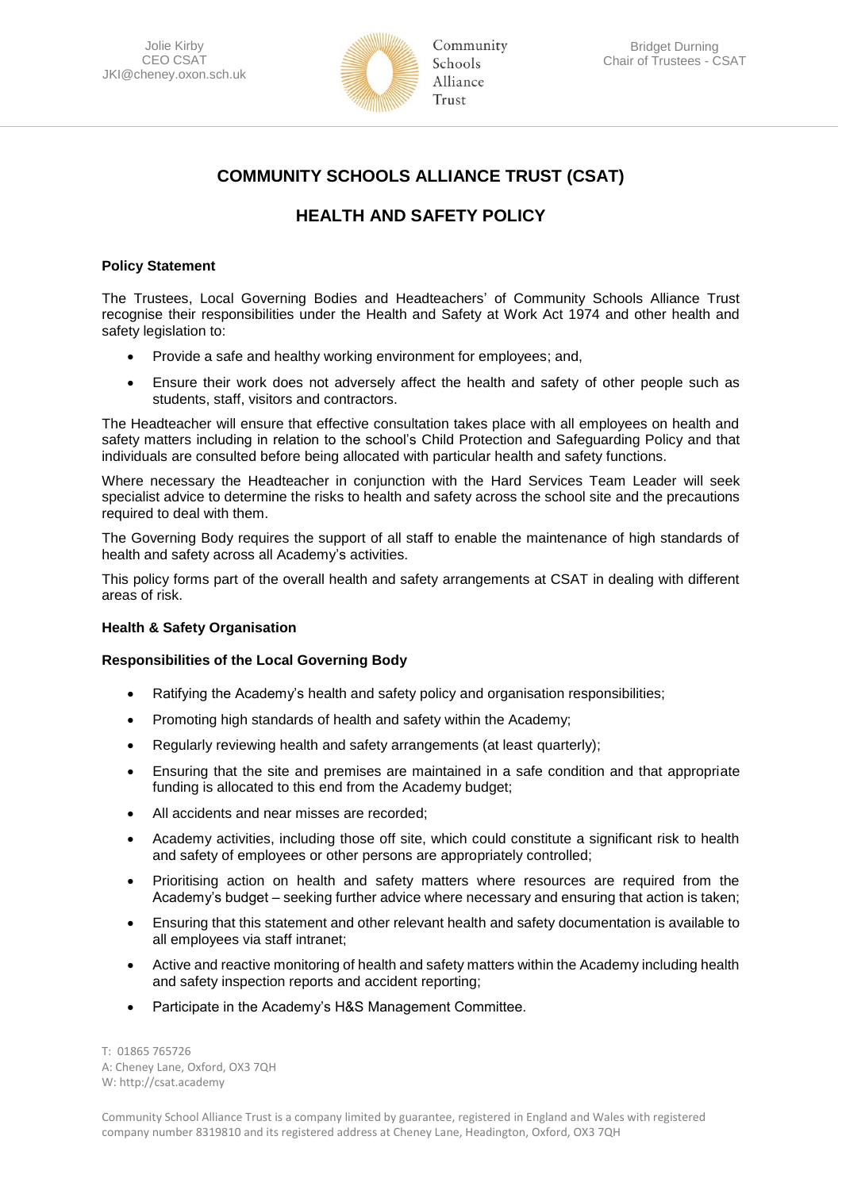Jolie Kirby
CEO CSAT
JKI@cheney.oxon.sch.uk

Community Schools Alliance Trust

Bridget Durning
Chair of Trustees - CSAT

# COMMUNITY SCHOOLS ALLIANCE TRUST (CSAT)

## HEALTH AND SAFETY POLICY

**Policy Statement**

The Trustees, Local Governing Bodies and Headteachers' of Community Schools Alliance Trust recognise their responsibilities under the Health and Safety at Work Act 1974 and other health and safety legislation to:

- Provide a safe and healthy working environment for employees; and,
- Ensure their work does not adversely affect the health and safety of other people such as students, staff, visitors and contractors.

The Headteacher will ensure that effective consultation takes place with all employees on health and safety matters including in relation to the school's Child Protection and Safeguarding Policy and that individuals are consulted before being allocated with particular health and safety functions.

Where necessary the Headteacher in conjunction with the Hard Services Team Leader will seek specialist advice to determine the risks to health and safety across the school site and the precautions required to deal with them.

The Governing Body requires the support of all staff to enable the maintenance of high standards of health and safety across all Academy's activities.

This policy forms part of the overall health and safety arrangements at CSAT in dealing with different areas of risk.

**Health & Safety Organisation**

**Responsibilities of the Local Governing Body**

- Ratifying the Academy's health and safety policy and organisation responsibilities;
- Promoting high standards of health and safety within the Academy;
- Regularly reviewing health and safety arrangements (at least quarterly);
- Ensuring that the site and premises are maintained in a safe condition and that appropriate funding is allocated to this end from the Academy budget;
- All accidents and near misses are recorded;
- Academy activities, including those off site, which could constitute a significant risk to health and safety of employees or other persons are appropriately controlled;
- Prioritising action on health and safety matters where resources are required from the Academy's budget – seeking further advice where necessary and ensuring that action is taken;
- Ensuring that this statement and other relevant health and safety documentation is available to all employees via staff intranet;
- Active and reactive monitoring of health and safety matters within the Academy including health and safety inspection reports and accident reporting;
- Participate in the Academy's H&S Management Committee.

T: 01865 765726
A: Cheney Lane, Oxford, OX3 7QH
W: http://csat.academy

Community School Alliance Trust is a company limited by guarantee, registered in England and Wales with registered company number 8319810 and its registered address at Cheney Lane, Headington, Oxford, OX3 7QH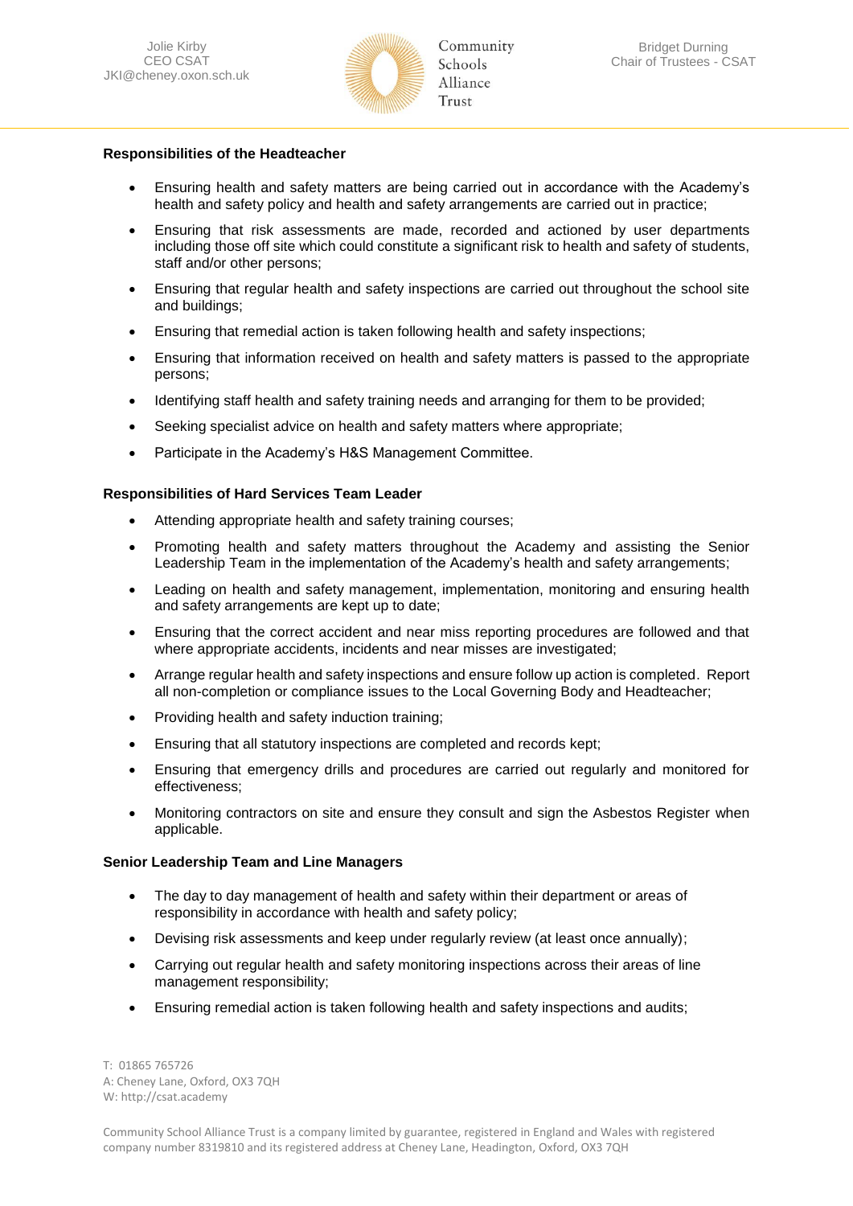**Responsibilities of the Headteacher**

- Ensuring health and safety matters are being carried out in accordance with the Academy's health and safety policy and health and safety arrangements are carried out in practice;
- Ensuring that risk assessments are made, recorded and actioned by user departments including those off site which could constitute a significant risk to health and safety of students, staff and/or other persons;
- Ensuring that regular health and safety inspections are carried out throughout the school site and buildings;
- Ensuring that remedial action is taken following health and safety inspections;
- Ensuring that information received on health and safety matters is passed to the appropriate persons;
- Identifying staff health and safety training needs and arranging for them to be provided;
- Seeking specialist advice on health and safety matters where appropriate;
- Participate in the Academy's H&S Management Committee.

**Responsibilities of Hard Services Team Leader**

- Attending appropriate health and safety training courses;
- Promoting health and safety matters throughout the Academy and assisting the Senior Leadership Team in the implementation of the Academy's health and safety arrangements;
- Leading on health and safety management, implementation, monitoring and ensuring health and safety arrangements are kept up to date;
- Ensuring that the correct accident and near miss reporting procedures are followed and that where appropriate accidents, incidents and near misses are investigated;
- Arrange regular health and safety inspections and ensure follow up action is completed. Report all non-completion or compliance issues to the Local Governing Body and Headteacher;
- Providing health and safety induction training;
- Ensuring that all statutory inspections are completed and records kept;
- Ensuring that emergency drills and procedures are carried out regularly and monitored for effectiveness;
- Monitoring contractors on site and ensure they consult and sign the Asbestos Register when applicable.

**Senior Leadership Team and Line Managers**

- The day to day management of health and safety within their department or areas of responsibility in accordance with health and safety policy;
- Devising risk assessments and keep under regularly review (at least once annually);
- Carrying out regular health and safety monitoring inspections across their areas of line management responsibility;
- Ensuring remedial action is taken following health and safety inspections and audits;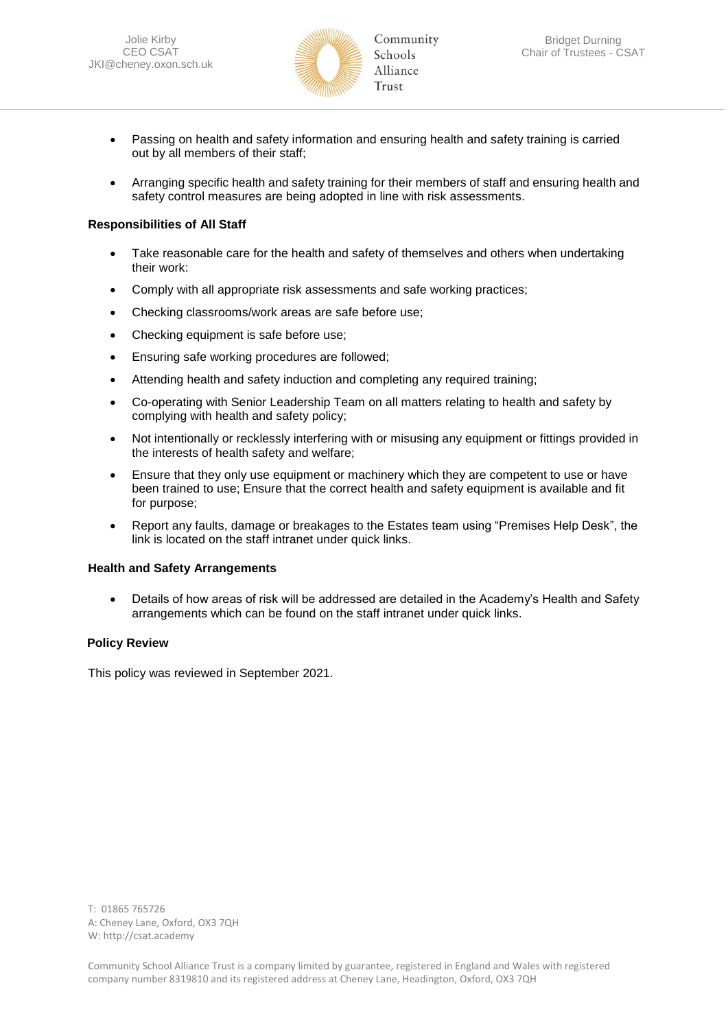- Passing on health and safety information and ensuring health and safety training is carried out by all members of their staff;
- Arranging specific health and safety training for their members of staff and ensuring health and safety control measures are being adopted in line with risk assessments.

**Responsibilities of All Staff**

- Take reasonable care for the health and safety of themselves and others when undertaking their work:
- Comply with all appropriate risk assessments and safe working practices;
- Checking classrooms/work areas are safe before use;
- Checking equipment is safe before use;
- Ensuring safe working procedures are followed;
- Attending health and safety induction and completing any required training;
- Co-operating with Senior Leadership Team on all matters relating to health and safety by complying with health and safety policy;
- Not intentionally or recklessly interfering with or misusing any equipment or fittings provided in the interests of health safety and welfare;
- Ensure that they only use equipment or machinery which they are competent to use or have been trained to use; Ensure that the correct health and safety equipment is available and fit for purpose;
- Report any faults, damage or breakages to the Estates team using "Premises Help Desk", the link is located on the staff intranet under quick links.

**Health and Safety Arrangements**

- Details of how areas of risk will be addressed are detailed in the Academy's Health and Safety arrangements which can be found on the staff intranet under quick links.

**Policy Review**

This policy was reviewed in September 2021.